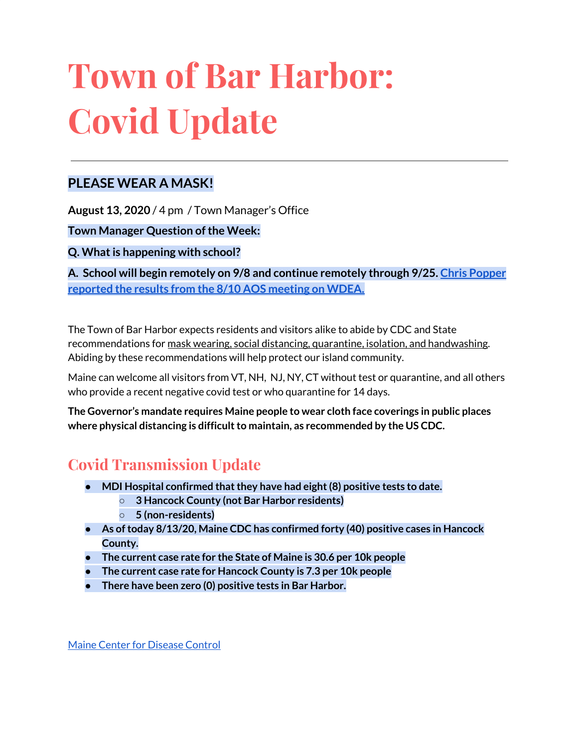# Town of Bar Harbor: Covid Update

---

## PLEASE WEAR A MASK!

**August 13, 2020** / 4 pm / Town Manager's Office

**Town Manager Question of the Week:**

**Q. What is happening with school?**

**A. School will begin remotely on 9/8 and continue remotely through 9/25. [Chris Popper reported the results from the 8/10 AOS meeting on WDEA.]()**

The Town of Bar Harbor expects residents and visitors alike to abide by CDC and State recommendations for mask wearing, social distancing, quarantine, isolation, and handwashing. Abiding by these recommendations will help protect our island community.

Maine can welcome all visitors from VT, NH, NJ, NY, CT without test or quarantine, and all others who provide a recent negative covid test or who quarantine for 14 days.

**The Governor's mandate requires Maine people to wear cloth face coverings in public places where physical distancing is difficult to maintain, as recommended by the US CDC.**

## Covid Transmission Update

- **MDI Hospital confirmed that they have had eight (8) positive tests to date.**
  - **3 Hancock County (not Bar Harbor residents)**
  - **5 (non-residents)**
- **As of today 8/13/20, Maine CDC has confirmed forty (40) positive cases in Hancock County.**
- **The current case rate for the State of Maine is 30.6 per 10k people**
- **The current case rate for Hancock County is 7.3 per 10k people**
- **There have been zero (0) positive tests in Bar Harbor.**

[Maine Center for Disease Control]()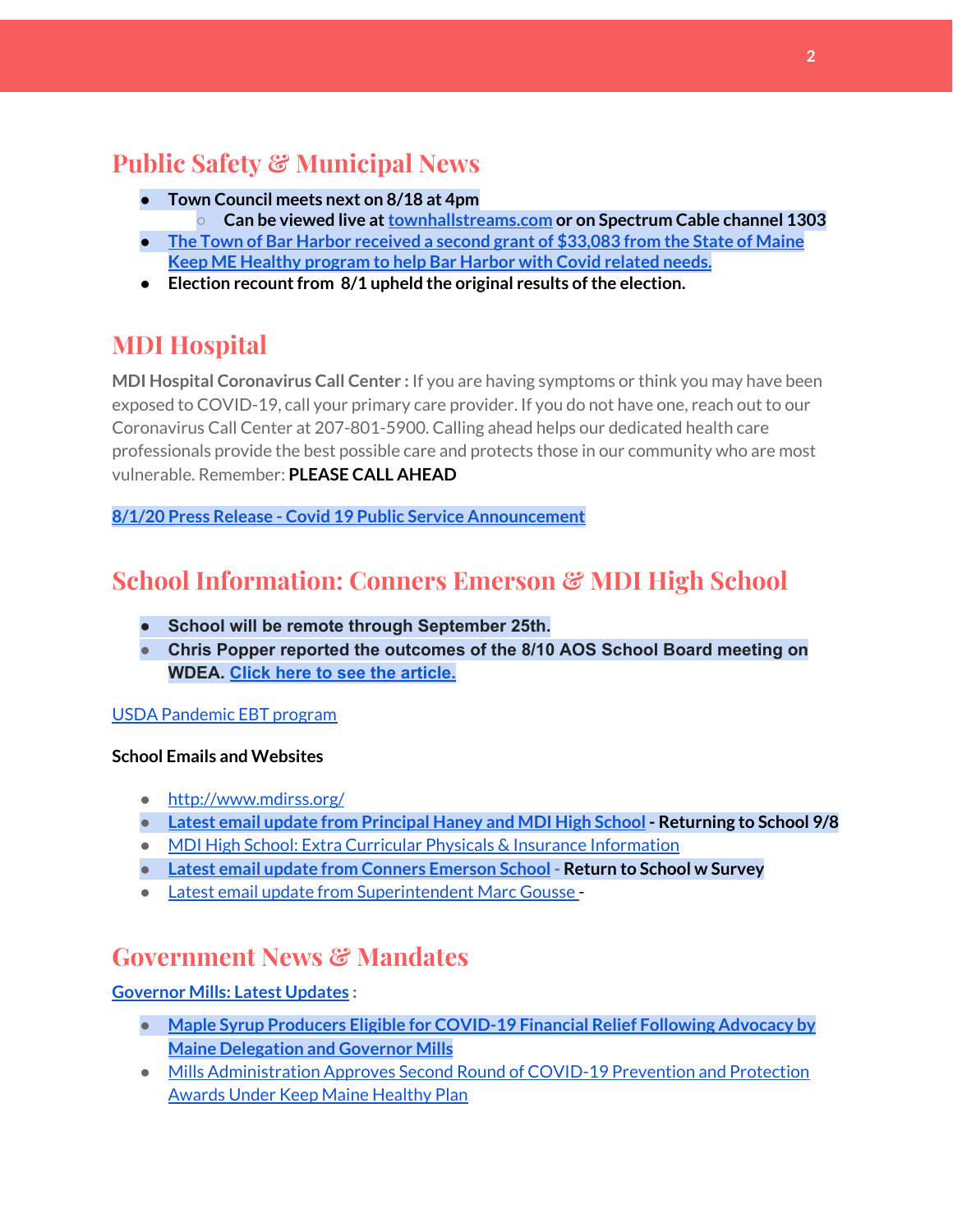## Public Safety & Municipal News

- **Town Council meets next on 8/18 at 4pm**
  - **Can be viewed live at townhallstreams.com or on Spectrum Cable channel 1303**
- **The Town of Bar Harbor received a second grant of $33,083 from the State of Maine Keep ME Healthy program to help Bar Harbor with Covid related needs.**
- **Election recount from 8/1 upheld the original results of the election.**

## MDI Hospital

**MDI Hospital Coronavirus Call Center :** If you are having symptoms or think you may have been exposed to COVID-19, call your primary care provider. If you do not have one, reach out to our Coronavirus Call Center at 207-801-5900. Calling ahead helps our dedicated health care professionals provide the best possible care and protects those in our community who are most vulnerable. Remember: **PLEASE CALL AHEAD**

**8/1/20 Press Release - Covid 19 Public Service Announcement**

## School Information: Conners Emerson & MDI High School

- **School will be remote through September 25th.**
- **Chris Popper reported the outcomes of the 8/10 AOS School Board meeting on WDEA. Click here to see the article.**

USDA Pandemic EBT program

**School Emails and Websites**

- http://www.mdirss.org/
- **Latest email update from Principal Haney and MDI High School - Returning to School 9/8**
- MDI High School: Extra Curricular Physicals & Insurance Information
- **Latest email update from Conners Emerson School - Return to School w Survey**
- Latest email update from Superintendent Marc Gousse -

## Government News & Mandates

**Governor Mills: Latest Updates :**

- **Maple Syrup Producers Eligible for COVID-19 Financial Relief Following Advocacy by Maine Delegation and Governor Mills**
- Mills Administration Approves Second Round of COVID-19 Prevention and Protection Awards Under Keep Maine Healthy Plan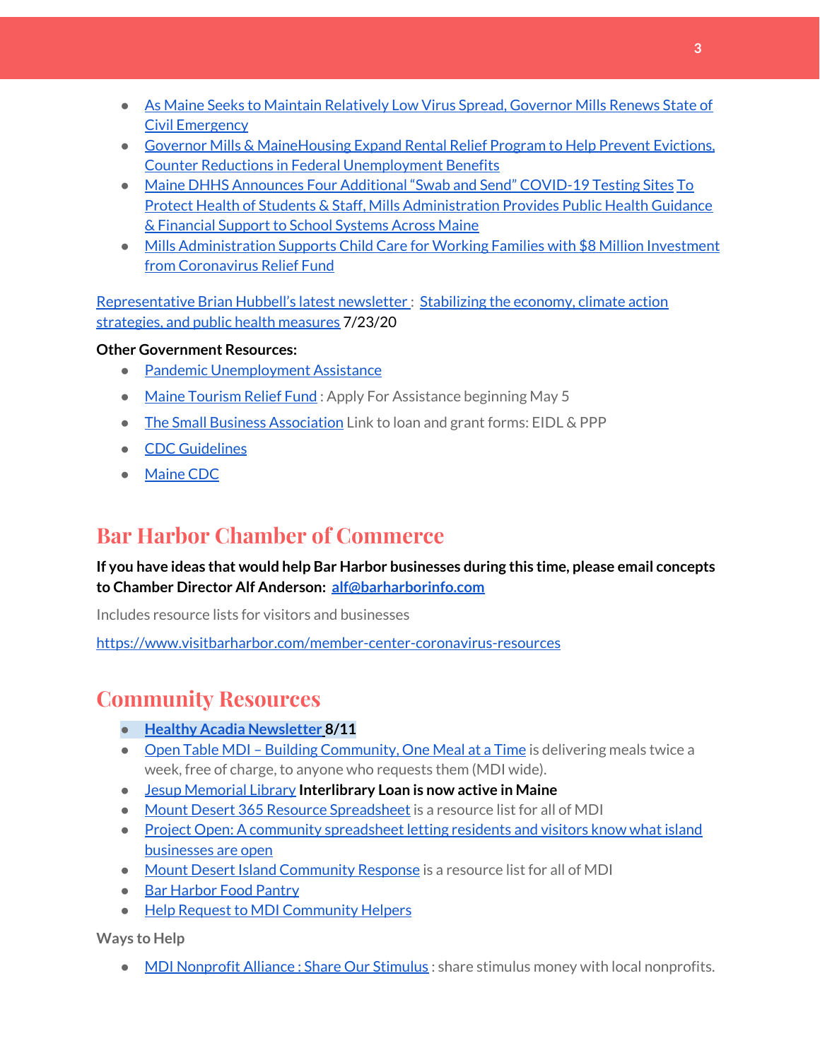- As Maine Seeks to Maintain Relatively Low Virus Spread, Governor Mills Renews State of Civil Emergency
- Governor Mills & MaineHousing Expand Rental Relief Program to Help Prevent Evictions, Counter Reductions in Federal Unemployment Benefits
- Maine DHHS Announces Four Additional "Swab and Send" COVID-19 Testing Sites To Protect Health of Students & Staff, Mills Administration Provides Public Health Guidance & Financial Support to School Systems Across Maine
- Mills Administration Supports Child Care for Working Families with $8 Million Investment from Coronavirus Relief Fund

Representative Brian Hubbell's latest newsletter : Stabilizing the economy, climate action strategies, and public health measures 7/23/20

**Other Government Resources:**

- Pandemic Unemployment Assistance
- Maine Tourism Relief Fund : Apply For Assistance beginning May 5
- The Small Business Association Link to loan and grant forms: EIDL & PPP
- CDC Guidelines
- Maine CDC

## Bar Harbor Chamber of Commerce

**If you have ideas that would help Bar Harbor businesses during this time, please email concepts to Chamber Director Alf Anderson: alf@barharborinfo.com**

Includes resource lists for visitors and businesses

https://www.visitbarharbor.com/member-center-coronavirus-resources

## Community Resources

- **Healthy Acadia Newsletter 8/11**
- Open Table MDI – Building Community, One Meal at a Time is delivering meals twice a week, free of charge, to anyone who requests them (MDI wide).
- Jesup Memorial Library **Interlibrary Loan is now active in Maine**
- Mount Desert 365 Resource Spreadsheet is a resource list for all of MDI
- Project Open: A community spreadsheet letting residents and visitors know what island businesses are open
- Mount Desert Island Community Response is a resource list for all of MDI
- Bar Harbor Food Pantry
- Help Request to MDI Community Helpers

Ways to Help

- MDI Nonprofit Alliance : Share Our Stimulus : share stimulus money with local nonprofits.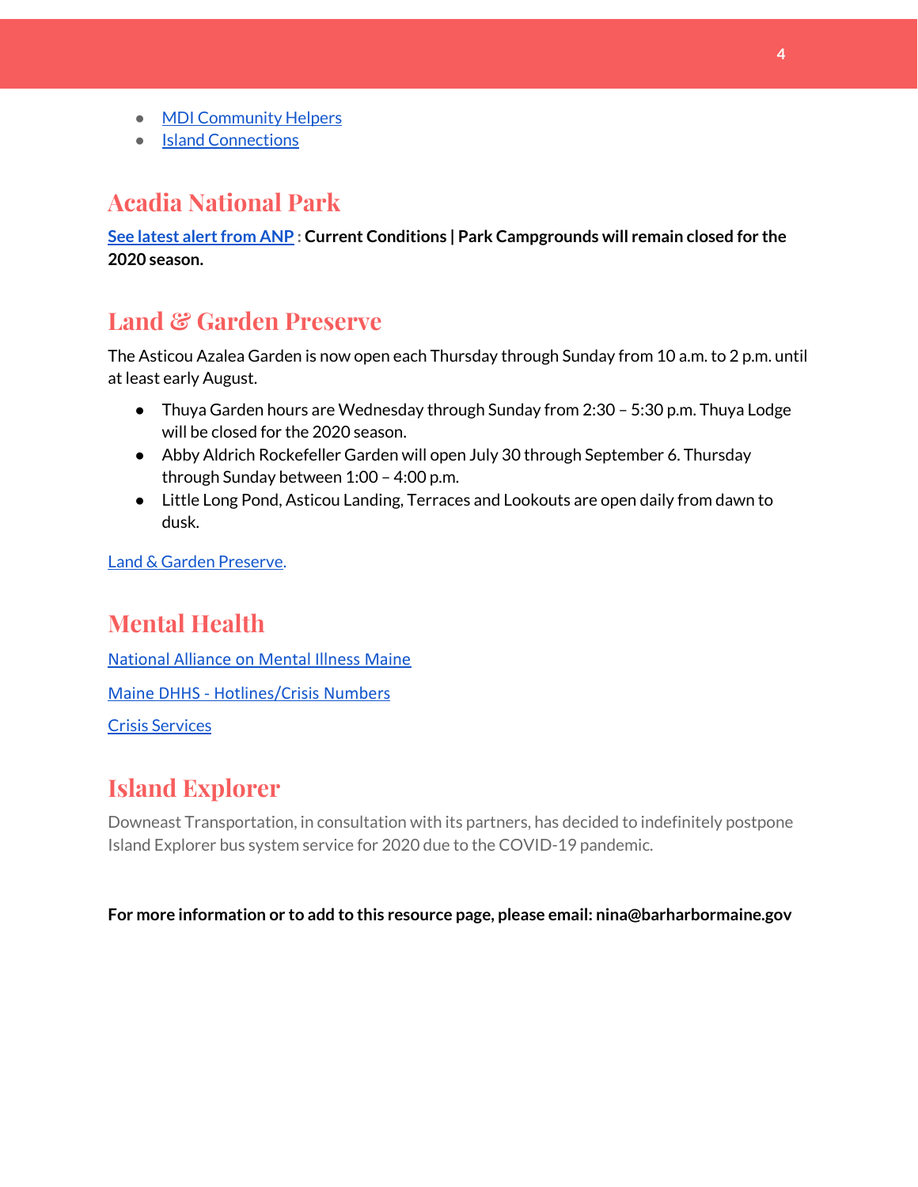- MDI Community Helpers
- Island Connections

## Acadia National Park

**See latest alert from ANP : Current Conditions | Park Campgrounds will remain closed for the 2020 season.**

## Land & Garden Preserve

The Asticou Azalea Garden is now open each Thursday through Sunday from 10 a.m. to 2 p.m. until at least early August.

- Thuya Garden hours are Wednesday through Sunday from 2:30 – 5:30 p.m. Thuya Lodge will be closed for the 2020 season.
- Abby Aldrich Rockefeller Garden will open July 30 through September 6. Thursday through Sunday between 1:00 – 4:00 p.m.
- Little Long Pond, Asticou Landing, Terraces and Lookouts are open daily from dawn to dusk.

Land & Garden Preserve.

## Mental Health

National Alliance on Mental Illness Maine

Maine DHHS - Hotlines/Crisis Numbers

Crisis Services

## Island Explorer

Downeast Transportation, in consultation with its partners, has decided to indefinitely postpone Island Explorer bus system service for 2020 due to the COVID-19 pandemic.

**For more information or to add to this resource page, please email: nina@barharbormaine.gov**